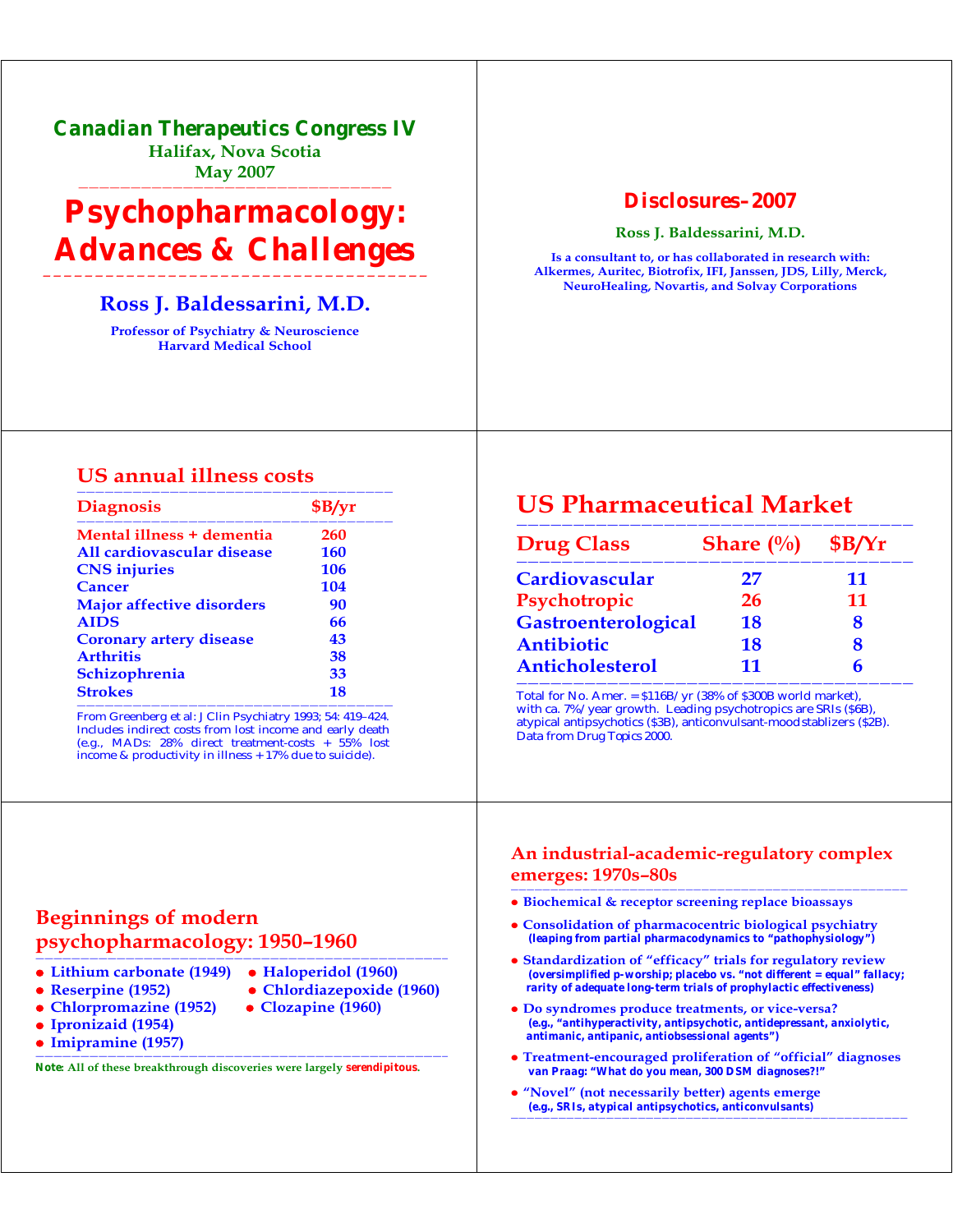## Canadian Therapeutics Congress IV

Halifax, Nova Scotia
May 2007

# Psychopharmacology: Advances & Challenges

**Ross J. Baldessarini, M.D.**

Professor of Psychiatry & Neuroscience
Harvard Medical School

## Disclosures–2007

**Ross J. Baldessarini, M.D.**

Is a consultant to, or has collaborated in research with: Alkermes, Auritec, Biotrofix, IFI, Janssen, JDS, Lilly, Merck, NeuroHealing, Novartis, and Solvay Corporations

## US annual illness costs

| Diagnosis | $B/yr |
|---|---|
| Mental illness + dementia | 260 |
| All cardiovascular disease | 160 |
| CNS injuries | 106 |
| Cancer | 104 |
| Major affective disorders | 90 |
| AIDS | 66 |
| Coronary artery disease | 43 |
| Arthritis | 38 |
| Schizophrenia | 33 |
| Strokes | 18 |

From Greenberg et al: J Clin Psychiatry 1993; 54: 419–424. Includes indirect costs from lost income and early death (e.g., MADs: 28% direct treatment-costs + 55% lost income & productivity in illness + 17% due to suicide).

## US Pharmaceutical Market

| Drug Class | Share (%) | $B/Yr |
|---|---|---|
| Cardiovascular | 27 | 11 |
| Psychotropic | 26 | 11 |
| Gastroenterological | 18 | 8 |
| Antibiotic | 18 | 8 |
| Anticholesterol | 11 | 6 |

Total for No. Amer. = $116B/yr (38% of $300B world market), with ca. 7%/year growth. Leading psychotropics are SRIs ($6B), atypical antipsychotics ($3B), anticonvulsant-mood stablizers ($2B). Data from Drug Topics 2000.

## Beginnings of modern psychopharmacology: 1950–1960

- Lithium carbonate (1949)
- Reserpine (1952)
- Chlorpromazine (1952)
- Ipronizaid (1954)
- Imipramine (1957)
- Haloperidol (1960)
- Chlordiazepoxide (1960)
- Clozapine (1960)

**Note**: All of these breakthrough discoveries were largely **serendipitous**.

## An industrial-academic-regulatory complex emerges: 1970s–80s

- Biochemical & receptor screening replace bioassays
- Consolidation of pharmacocentric biological psychiatry
  (leaping from partial pharmacodynamics to "pathophysiology")
- Standardization of "efficacy" trials for regulatory review
  (oversimplified p-worship; placebo vs. "not different = equal" fallacy; rarity of adequate long-term trials of prophylactic effectiveness)
- Do syndromes produce treatments, or vice-versa?
  (e.g., "antihyperactivity, antipsychotic, antidepressant, anxiolytic, antimanic, antipanic, antiobsessional agents")
- Treatment-encouraged proliferation of "official" diagnoses
  van Praag: "What do you mean, 300 DSM diagnoses?!"
- "Novel" (not necessarily better) agents emerge
  (e.g., SRIs, atypical antipsychotics, anticonvulsants)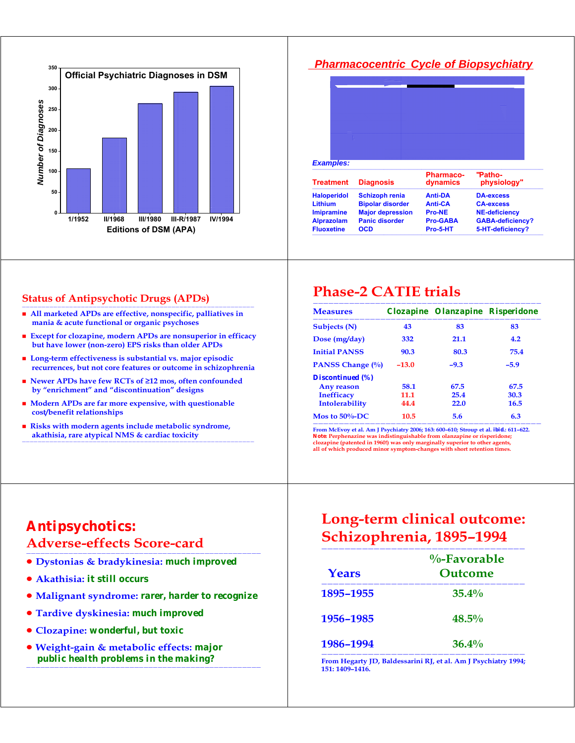## Official Psychiatric Diagnoses in DSM

| Editions of DSM (APA) | Number of Diagnoses |
|---|---|
| I/1952 | ~106 |
| II/1968 | ~182 |
| III/1980 | ~265 |
| III-R/1987 | ~292 |
| IV/1994 | ~307 |

## *Pharmacocentric Cycle of Biopsychiatry*

*Examples:*

| Treatment | Diagnosis | Pharmaco-dynamics | "Patho-physiology" |
|---|---|---|---|
| Haloperidol | Schizoph renia | Anti-DA | DA-excess |
| Lithium | Bipolar disorder | Anti-CA | CA-excess |
| Imipramine | Major depression | Pro-NE | NE-deficiency |
| Alprazolam | Panic disorder | Pro-GABA | GABA-deficiency? |
| Fluoxetine | OCD | Pro-5-HT | 5-HT-deficiency? |

## Status of Antipsychotic Drugs (APDs)

- All marketed APDs are effective, nonspecific, palliatives in mania & acute functional or organic psychoses
- Except for clozapine, modern APDs are nonsuperior in efficacy but have lower (non-zero) EPS risks than older APDs
- Long-term effectiveness is substantial vs. major episodic recurrences, but not core features or outcome in schizophrenia
- Newer APDs have few RCTs of ≥12 mos, often confounded by "enrichment" and "discontinuation" designs
- Modern APDs are far more expensive, with questionable cost/benefit relationships
- Risks with modern agents include metabolic syndrome, akathisia, rare atypical NMS & cardiac toxicity

## Phase-2 CATIE trials

| Measures | Clozapine | Olanzapine | Risperidone |
|---|---|---|---|
| Subjects (N) | 43 | 83 | 83 |
| Dose (mg/day) | 332 | 21.1 | 4.2 |
| Initial PANSS | 90.3 | 80.3 | 75.4 |
| PANSS Change (%) | –13.0 | –9.3 | –5.9 |
| **Discontinued (%)** | | | |
| Any reason | 58.1 | 67.5 | 67.5 |
| Inefficacy | 11.1 | 25.4 | 30.3 |
| Intolerability | 44.4 | 22.0 | 16.5 |
| Mos to 50%-DC | 10.5 | 5.6 | 6.3 |

From McEvoy et al. Am J Psychiatry 2006; 163: 600–610; Stroup et al. ibid.: 611–622.
**Note:** Perphenazine was indistinguishable from olanzapine or risperidone; clozapine (patented in 1960!) was only marginally superior to other agents, all of which produced minor symptom-changes with short retention times.

## Antipsychotics: Adverse-effects Score-card

- Dystonias & bradykinesia: much improved
- Akathisia: it still occurs
- Malignant syndrome: rarer, harder to recognize
- Tardive dyskinesia: much improved
- Clozapine: wonderful, but toxic
- Weight-gain & metabolic effects: major public health problems in the making?

## Long-term clinical outcome: Schizophrenia, 1895–1994

| Years | %-Favorable Outcome |
|---|---|
| 1895–1955 | 35.4% |
| 1956–1985 | 48.5% |
| 1986–1994 | 36.4% |

From Hegarty JD, Baldessarini RJ, et al. Am J Psychiatry 1994; 151: 1409–1416.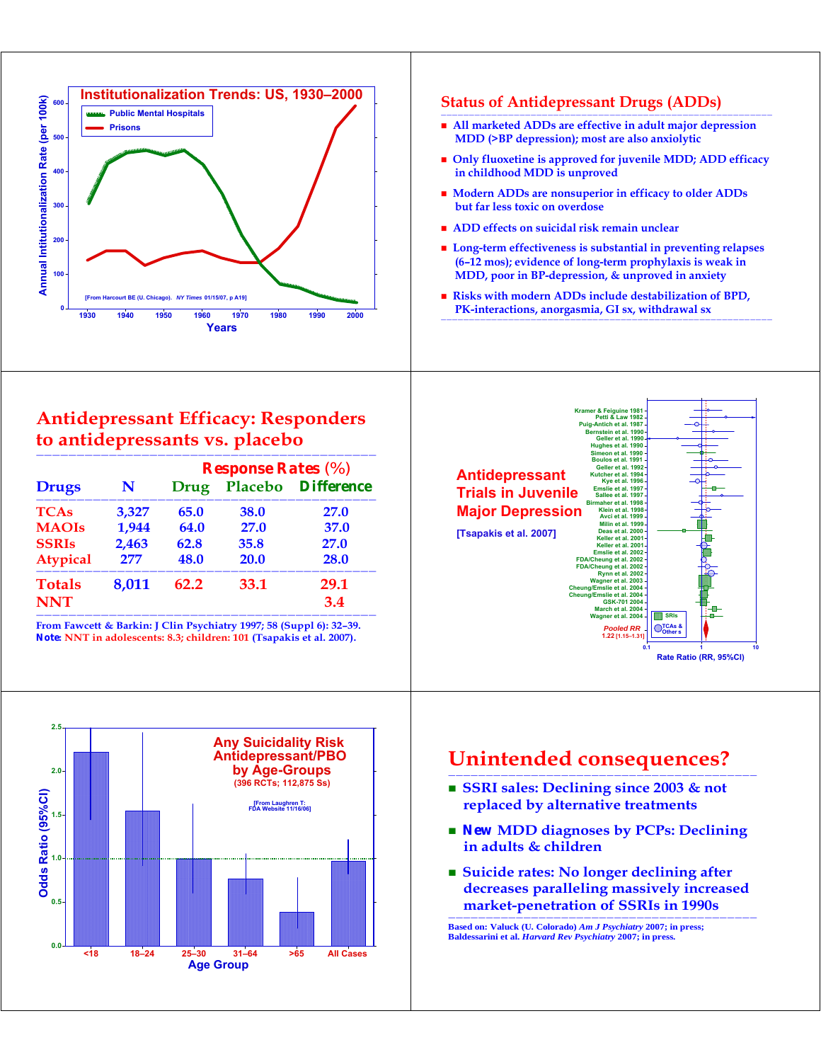## Institutionalization Trends: US, 1930–2000

- Public Mental Hospitals
- Prisons

Annual Institutionalization Rate (per 100k)

Years

[From Harcourt BE (U. Chicago). *NY Times* 01/15/07, p A19]

## Status of Antidepressant Drugs (ADDs)

- All marketed ADDs are effective in adult major depression MDD (>BP depression); most are also anxiolytic
- Only fluoxetine is approved for juvenile MDD; ADD efficacy in childhood MDD is unproved
- Modern ADDs are nonsuperior in efficacy to older ADDs but far less toxic on overdose
- ADD effects on suicidal risk remain unclear
- Long-term effectiveness is substantial in preventing relapses (6–12 mos); evidence of long-term prophylaxis is weak in MDD, poor in BP-depression, & unproved in anxiety
- Risks with modern ADDs include destabilization of BPD, PK-interactions, anorgasmia, GI sx, withdrawal sx

## Antidepressant Efficacy: Responders to antidepressants vs. placebo

| Drugs | N | Response Rates (%) Drug | Placebo | Difference |
|---|---|---|---|---|
| TCAs | 3,327 | 65.0 | 38.0 | 27.0 |
| MAOIs | 1,944 | 64.0 | 27.0 | 37.0 |
| SSRIs | 2,463 | 62.8 | 35.8 | 27.0 |
| Atypical | 277 | 48.0 | 20.0 | 28.0 |
| Totals | 8,011 | 62.2 | 33.1 | 29.1 |
| NNT | | | | 3.4 |

From Fawcett & Barkin: J Clin Psychiatry 1997; 58 (Suppl 6): 32–39.
**Note**: NNT in adolescents: 8.3; children: 101 (Tsapakis et al. 2007).

## Antidepressant Trials in Juvenile Major Depression

[Tsapakis et al. 2007]

Kramer & Feiguine 1981; Petti & Law 1982; Puig-Antich et al. 1987; Bernstein et al. 1990; Geller et al. 1990; Hughes et al. 1990; Simeon et al. 1990; Boulos et al. 1991; Geller et al. 1992; Kutcher et al. 1994; Kye et al. 1996; Emslie et al. 1997; Sallee et al. 1997; Birmaher et al. 1998; Klein et al. 1998; Avci et al. 1999; Milin et al. 1999; Deas et al. 2000; Keller et al. 2001; Keller et al. 2001; Emslie et al. 2002; FDA/Cheung et al. 2002; FDA/Cheung et al. 2002; Rynn et al. 2002; Wagner et al. 2003; Cheung/Emslie et al. 2004; Cheung/Emslie et al. 2004; GSK-701 2004; March et al. 2004; Wagner et al. 2004

SRIs; TCAs & Others

Pooled RR 1.22 [1.15–1.31]

Rate Ratio (RR, 95%CI)

## Any Suicidality Risk Antidepressant/PBO by Age-Groups

(396 RCTs; 112,875 Ss)

[From Laughren T: FDA Website 11/16/06]

Odds Ratio (95%CI)

Age Group: <18, 18–24, 25–30, 31–64, >65, All Cases

## Unintended consequences?

- SSRI sales: Declining since 2003 & not replaced by alternative treatments
- **New** MDD diagnoses by PCPs: Declining in adults & children
- Suicide rates: No longer declining after decreases paralleling massively increased market-penetration of SSRIs in 1990s

Based on: Valuck (U. Colorado) *Am J Psychiatry* 2007; in press; Baldessarini et al. *Harvard Rev Psychiatry* 2007; in press.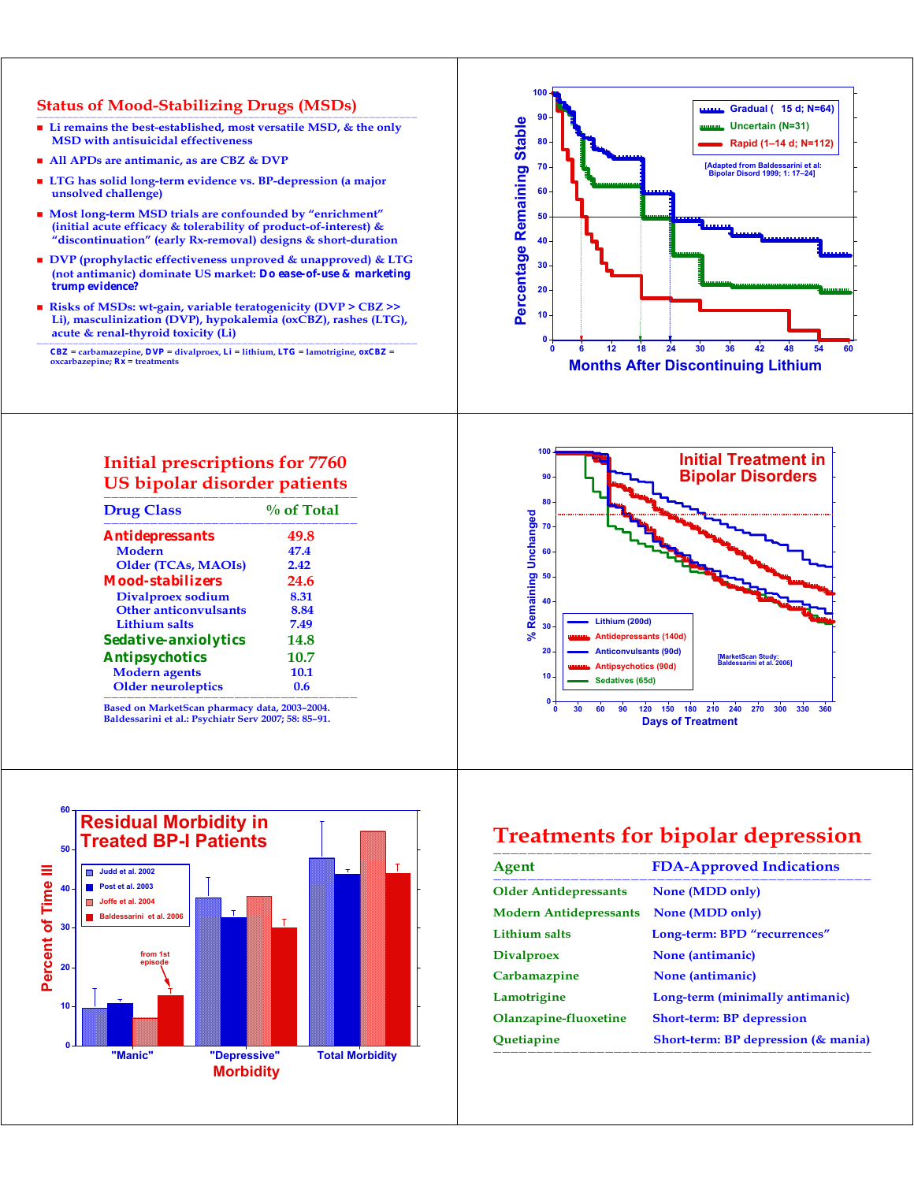## Status of Mood-Stabilizing Drugs (MSDs)

- Li remains the best-established, most versatile MSD, & the only MSD with antisuicidal effectiveness
- All APDs are antimanic, as are CBZ & DVP
- LTG has solid long-term evidence vs. BP-depression (a major unsolved challenge)
- Most long-term MSD trials are confounded by "enrichment" (initial acute efficacy & tolerability of product-of-interest) & "discontinuation" (early Rx-removal) designs & short-duration
- DVP (prophylactic effectiveness unproved & unapproved) & LTG (not antimanic) dominate US market: **Do ease-of-use & marketing trump evidence?**
- Risks of MSDs: wt-gain, variable teratogenicity (DVP > CBZ >> Li), masculinization (DVP), hypokalemia (oxCBZ), rashes (LTG), acute & renal-thyroid toxicity (Li)

**CBZ** = carbamazepine, **DVP** = divalproex, **Li** = lithium, **LTG** = lamotrigine, **oxCBZ** = oxcarbazepine; **Rx** = treatments

---

Percentage Remaining Stable vs. Months After Discontinuing Lithium

- Gradual (≥15 d; N=64)
- Uncertain (N=31)
- Rapid (1–14 d; N=112)

[Adapted from Baldessarini et al: Bipolar Disord 1999; 1: 17–24]

---

## Initial prescriptions for 7760 US bipolar disorder patients

| Drug Class | % of Total |
| --- | --- |
| **Antidepressants** | 49.8 |
| Modern | 47.4 |
| Older (TCAs, MAOIs) | 2.42 |
| **Mood-stabilizers** | 24.6 |
| Divalproex sodium | 8.31 |
| Other anticonvulsants | 8.84 |
| Lithium salts | 7.49 |
| **Sedative-anxiolytics** | 14.8 |
| **Antipsychotics** | 10.7 |
| Modern agents | 10.1 |
| Older neuroleptics | 0.6 |

Based on MarketScan pharmacy data, 2003–2004. Baldessarini et al.: Psychiatr Serv 2007; 58: 85–91.

---

## Initial Treatment in Bipolar Disorders

% Remaining Unchanged vs. Days of Treatment

- Lithium (200d)
- Antidepressants (140d)
- Anticonvulsants (90d)
- Antipsychotics (90d)
- Sedatives (65d)

[MarketScan Study: Baldessarini et al. 2006]

---

## Residual Morbidity in Treated BP-I Patients

Percent of Time Ill by Morbidity ("Manic", "Depressive", Total Morbidity)

- Judd et al. 2002
- Post et al. 2003
- Joffe et al. 2004
- Baldessarini et al. 2006 (from 1st episode)

---

## Treatments for bipolar depression

| Agent | FDA-Approved Indications |
| --- | --- |
| Older Antidepressants | None (MDD only) |
| Modern Antidepressants | None (MDD only) |
| Lithium salts | Long-term: BPD "recurrences" |
| Divalproex | None (antimanic) |
| Carbamazepine | None (antimanic) |
| Lamotrigine | Long-term (minimally antimanic) |
| Olanzapine-fluoxetine | Short-term: BP depression |
| Quetiapine | Short-term: BP depression (& mania) |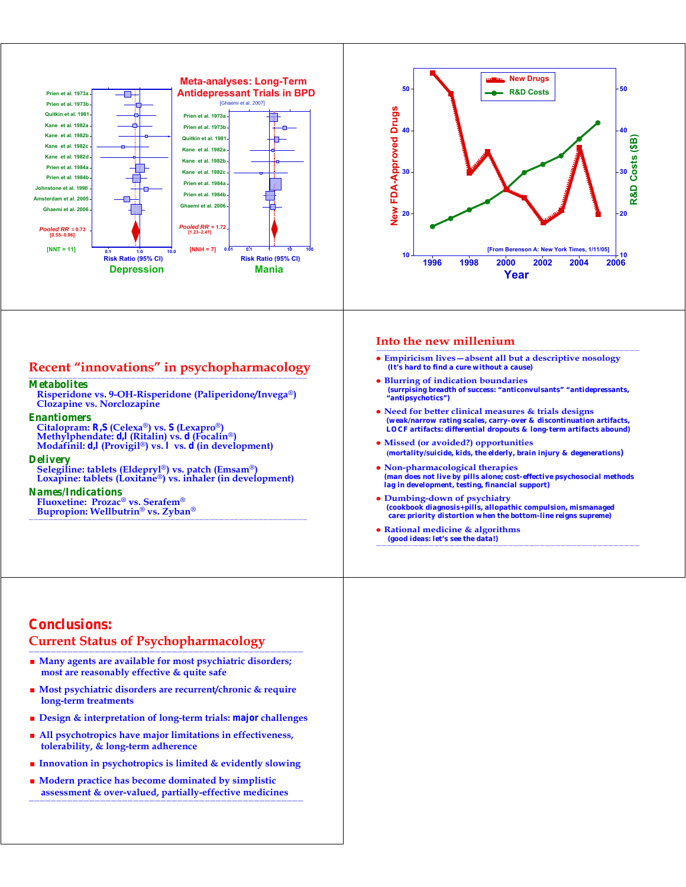## Meta-analyses: Long-Term Antidepressant Trials in BPD

[Ghaemi et al. 2007]

Prien et al. 1973a
Prien et al. 1973b
Quitkin et al. 1981
Kane et al. 1982a
Kane et al. 1982b
Kane et al. 1982c
Kane et al. 1982d
Prien et al. 1984a
Prien et al. 1984b
Johnstone et al. 1990
Amsterdam et al. 2005
Ghaemi et al. 2006

*Pooled RR* = 0.73
[0.55–0.96]

[NNT = 11]

0.1 1.0 10.0
Risk Ratio (95% CI)

**Depression**

Prien et al. 1973a
Prien et al. 1973b
Quitkin et al. 1981
Kane et al. 1982a
Kane et al. 1982b
Kane et al. 1982c
Prien et al. 1984a
Prien et al. 1984b
Ghaemi et al. 2006

*Pooled RR* = 1.72
[1.23–2.41]

[NNH = 7]

0.01 0.1 1 10 100
Risk Ratio (95% CI)

**Mania**

---

New Drugs
R&D Costs

New FDA-Approved Drugs
R&D Costs ($B)

10 20 30 40 50

1996 1998 2000 2002 2004 2006

Year

[From Berenson A: New York Times, 1/11/05]

---

## Recent "innovations" in psychopharmacology

**Metabolites**
- Risperidone vs. 9-OH-Risperidone (Paliperidone/Invega®)
- Clozapine vs. Norclozapine

**Enantiomers**
- Citalopram: **R,S** (Celexa®) vs. **S** (Lexapro®)
- Methylphenadate: **d,l** (Ritalin) vs. **d** (Focalin®)
- Modafinil: **d,l** (Provigil®) vs. **l** vs. **d** (in development)

**Delivery**
- Selegiline: tablets (Eldepryl®) vs. patch (Emsam®)
- Loxapine: tablets (Loxitane®) vs. inhaler (in development)

**Names/Indications**
- Fluoxetine: Prozac® vs. Serafem®
- Bupropion: Wellbutrin® vs. Zyban®

---

## Into the new millenium

- Empiricism lives—absent all but a descriptive nosology
  (It's hard to find a cure without a cause)
- Blurring of indication boundaries
  (surrpising breadth of success: "anticonvulsants" "antidepressants, "antipsychotics")
- Need for better clinical measures & trials designs
  (weak/narrow rating scales, carry-over & discontinuation artifacts, LOCF artifacts: differential dropouts & long-term artifacts abound)
- Missed (or avoided?) opportunities
  (mortality/suicide, kids, the elderly, brain injury & degenerations)
- Non-pharmacological therapies
  (man does not live by pills alone; cost-effective psychosocial methods lag in development, testing, financial support)
- Dumbing-down of psychiatry
  (cookbook diagnosis+pills, allopathic compulsion, mismanaged care: priority distortion when the bottom-line reigns supreme)
- Rational medicine & algorithms
  (good ideas: let's see the data!)

---

## Conclusions:
## Current Status of Psychopharmacology

- Many agents are available for most psychiatric disorders; most are reasonably effective & quite safe
- Most psychiatric disorders are recurrent/chronic & require long-term treatments
- Design & interpretation of long-term trials: **major** challenges
- All psychotropics have major limitations in effectiveness, tolerability, & long-term adherence
- Innovation in psychotropics is limited & evidently slowing
- Modern practice has become dominated by simplistic assessment & over-valued, partially-effective medicines